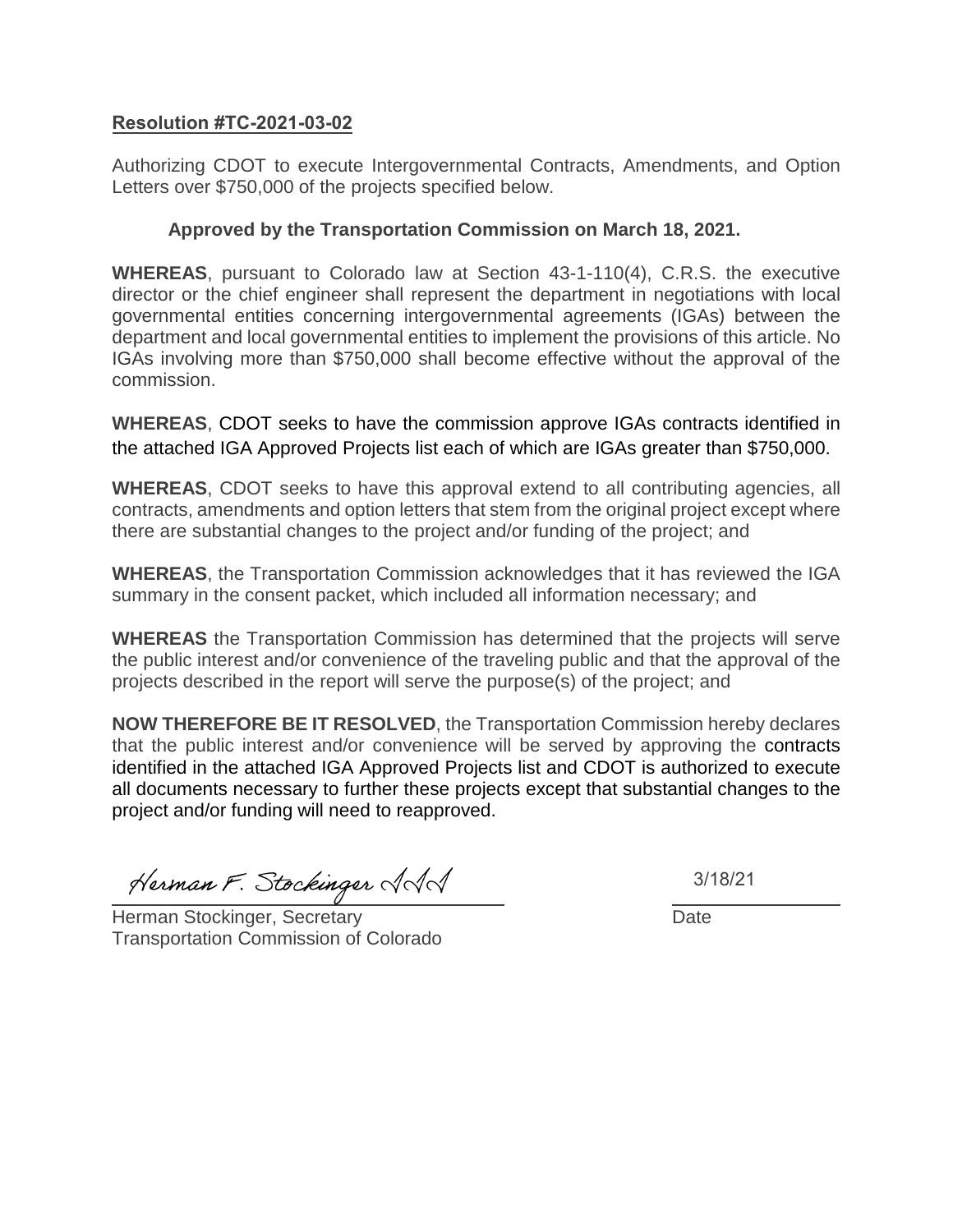**Resolution #TC-2021-03-02**

Authorizing CDOT to execute Intergovernmental Contracts, Amendments, and Option Letters over $750,000 of the projects specified below.

**Approved by the Transportation Commission on March 18, 2021.**

**WHEREAS**, pursuant to Colorado law at Section 43-1-110(4), C.R.S. the executive director or the chief engineer shall represent the department in negotiations with local governmental entities concerning intergovernmental agreements (IGAs) between the department and local governmental entities to implement the provisions of this article. No IGAs involving more than $750,000 shall become effective without the approval of the commission.

**WHEREAS**, CDOT seeks to have the commission approve IGAs contracts identified in the attached IGA Approved Projects list each of which are IGAs greater than $750,000.

**WHEREAS**, CDOT seeks to have this approval extend to all contributing agencies, all contracts, amendments and option letters that stem from the original project except where there are substantial changes to the project and/or funding of the project; and

**WHEREAS**, the Transportation Commission acknowledges that it has reviewed the IGA summary in the consent packet, which included all information necessary; and

**WHEREAS** the Transportation Commission has determined that the projects will serve the public interest and/or convenience of the traveling public and that the approval of the projects described in the report will serve the purpose(s) of the project; and

**NOW THEREFORE BE IT RESOLVED**, the Transportation Commission hereby declares that the public interest and/or convenience will be served by approving the contracts identified in the attached IGA Approved Projects list and CDOT is authorized to execute all documents necessary to further these projects except that substantial changes to the project and/or funding will need to reapproved.

Herman F. Stockinger III

Herman Stockinger, Secretary
Transportation Commission of Colorado

3/18/21

Date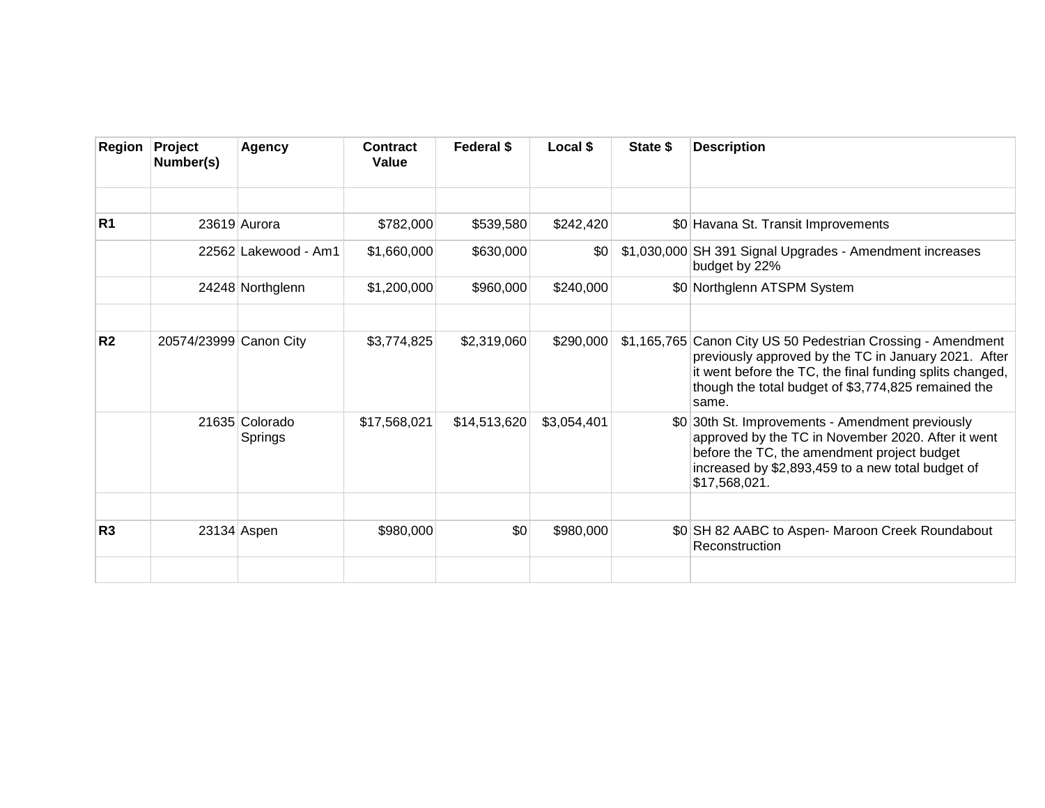| Region | Project Number(s) | Agency | Contract Value | Federal $ | Local $ | State $ | Description |
|---|---|---|---|---|---|---|---|
| | | | | | | | |
| **R1** | 23619 | Aurora | $782,000 | $539,580 | $242,420 | $0 | Havana St. Transit Improvements |
| | 22562 | Lakewood - Am1 | $1,660,000 | $630,000 | $0 | $1,030,000 | SH 391 Signal Upgrades - Amendment increases budget by 22% |
| | 24248 | Northglenn | $1,200,000 | $960,000 | $240,000 | $0 | Northglenn ATSPM System |
| | | | | | | | |
| **R2** | 20574/23999 | Canon City | $3,774,825 | $2,319,060 | $290,000 | $1,165,765 | Canon City US 50 Pedestrian Crossing - Amendment previously approved by the TC in January 2021. After it went before the TC, the final funding splits changed, though the total budget of $3,774,825 remained the same. |
| | 21635 | Colorado Springs | $17,568,021 | $14,513,620 | $3,054,401 | $0 | 30th St. Improvements - Amendment previously approved by the TC in November 2020. After it went before the TC, the amendment project budget increased by $2,893,459 to a new total budget of $17,568,021. |
| | | | | | | | |
| **R3** | 23134 | Aspen | $980,000 | $0 | $980,000 | $0 | SH 82 AABC to Aspen- Maroon Creek Roundabout Reconstruction |
| | | | | | | | |